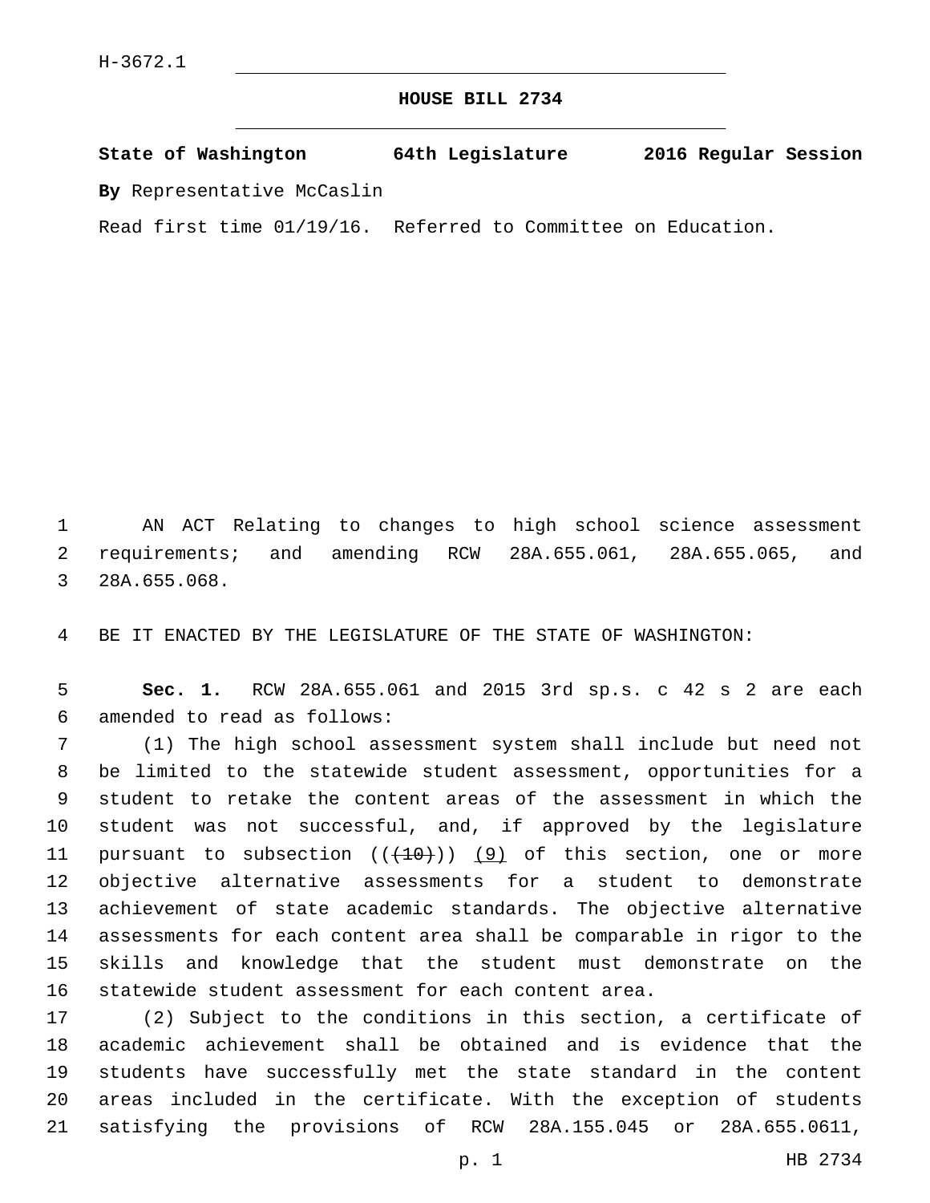H-3672.1

# HOUSE BILL 2734

**State of Washington 64th Legislature 2016 Regular Session**

**By** Representative McCaslin

Read first time 01/19/16. Referred to Committee on Education.

1 AN ACT Relating to changes to high school science assessment
2 requirements; and amending RCW 28A.655.061, 28A.655.065, and
3 28A.655.068.

4 BE IT ENACTED BY THE LEGISLATURE OF THE STATE OF WASHINGTON:

5 **Sec. 1.** RCW 28A.655.061 and 2015 3rd sp.s. c 42 s 2 are each
6 amended to read as follows:

7 (1) The high school assessment system shall include but need not
8 be limited to the statewide student assessment, opportunities for a
9 student to retake the content areas of the assessment in which the
10 student was not successful, and, if approved by the legislature
11 pursuant to subsection ((~~(10)~~)) <u>(9)</u> of this section, one or more
12 objective alternative assessments for a student to demonstrate
13 achievement of state academic standards. The objective alternative
14 assessments for each content area shall be comparable in rigor to the
15 skills and knowledge that the student must demonstrate on the
16 statewide student assessment for each content area.

17 (2) Subject to the conditions in this section, a certificate of
18 academic achievement shall be obtained and is evidence that the
19 students have successfully met the state standard in the content
20 areas included in the certificate. With the exception of students
21 satisfying the provisions of RCW 28A.155.045 or 28A.655.0611,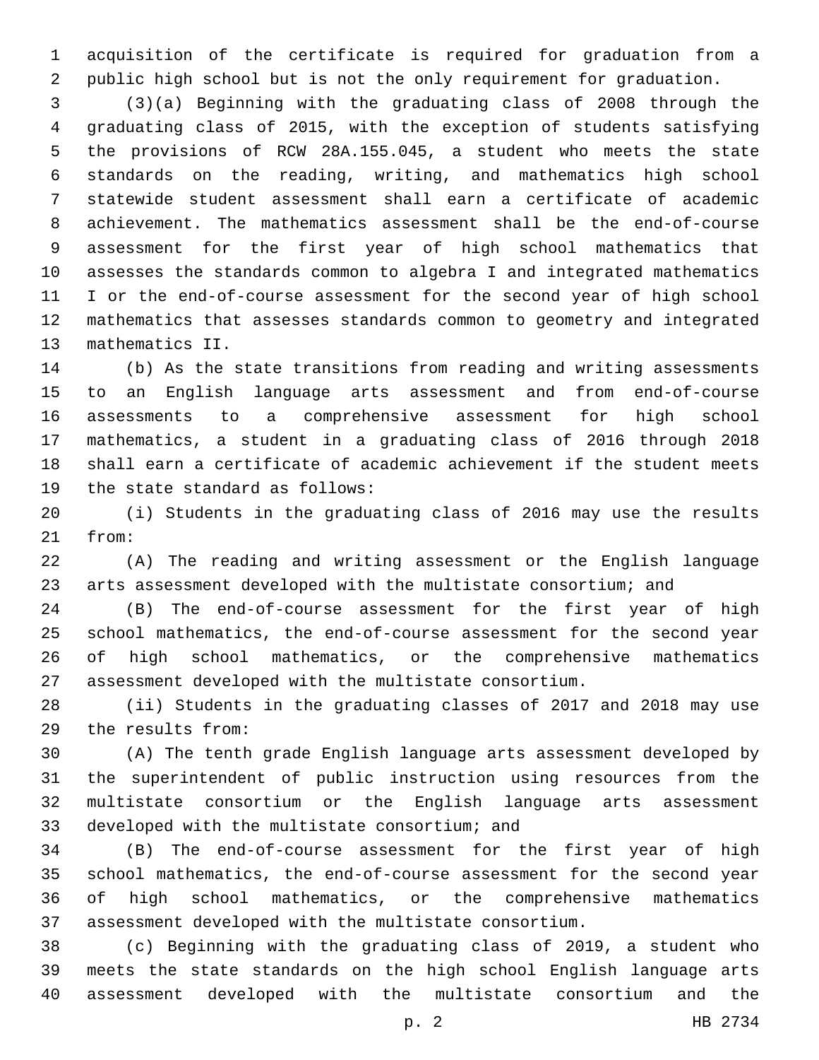acquisition of the certificate is required for graduation from a public high school but is not the only requirement for graduation.

(3)(a) Beginning with the graduating class of 2008 through the graduating class of 2015, with the exception of students satisfying the provisions of RCW 28A.155.045, a student who meets the state standards on the reading, writing, and mathematics high school statewide student assessment shall earn a certificate of academic achievement. The mathematics assessment shall be the end-of-course assessment for the first year of high school mathematics that assesses the standards common to algebra I and integrated mathematics I or the end-of-course assessment for the second year of high school mathematics that assesses standards common to geometry and integrated mathematics II.

(b) As the state transitions from reading and writing assessments to an English language arts assessment and from end-of-course assessments to a comprehensive assessment for high school mathematics, a student in a graduating class of 2016 through 2018 shall earn a certificate of academic achievement if the student meets the state standard as follows:

(i) Students in the graduating class of 2016 may use the results from:

(A) The reading and writing assessment or the English language arts assessment developed with the multistate consortium; and

(B) The end-of-course assessment for the first year of high school mathematics, the end-of-course assessment for the second year of high school mathematics, or the comprehensive mathematics assessment developed with the multistate consortium.

(ii) Students in the graduating classes of 2017 and 2018 may use the results from:

(A) The tenth grade English language arts assessment developed by the superintendent of public instruction using resources from the multistate consortium or the English language arts assessment developed with the multistate consortium; and

(B) The end-of-course assessment for the first year of high school mathematics, the end-of-course assessment for the second year of high school mathematics, or the comprehensive mathematics assessment developed with the multistate consortium.

(c) Beginning with the graduating class of 2019, a student who meets the state standards on the high school English language arts assessment developed with the multistate consortium and the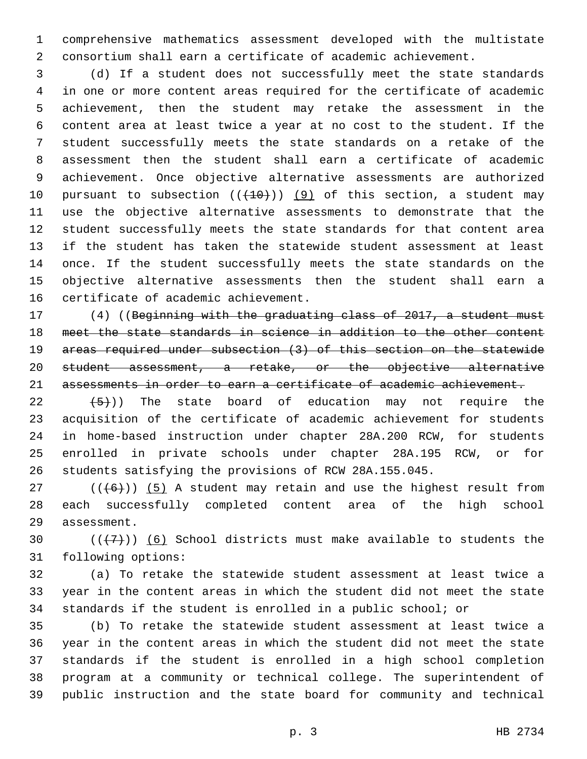comprehensive mathematics assessment developed with the multistate consortium shall earn a certificate of academic achievement.

(d) If a student does not successfully meet the state standards in one or more content areas required for the certificate of academic achievement, then the student may retake the assessment in the content area at least twice a year at no cost to the student. If the student successfully meets the state standards on a retake of the assessment then the student shall earn a certificate of academic achievement. Once objective alternative assessments are authorized pursuant to subsection ((~~(10)~~)) <u>(9)</u> of this section, a student may use the objective alternative assessments to demonstrate that the student successfully meets the state standards for that content area if the student has taken the statewide student assessment at least once. If the student successfully meets the state standards on the objective alternative assessments then the student shall earn a certificate of academic achievement.

(4) ((~~Beginning with the graduating class of 2017, a student must meet the state standards in science in addition to the other content areas required under subsection (3) of this section on the statewide student assessment, a retake, or the objective alternative assessments in order to earn a certificate of academic achievement.~~

~~(5)~~)) The state board of education may not require the acquisition of the certificate of academic achievement for students in home-based instruction under chapter 28A.200 RCW, for students enrolled in private schools under chapter 28A.195 RCW, or for students satisfying the provisions of RCW 28A.155.045.

((~~(6)~~)) <u>(5)</u> A student may retain and use the highest result from each successfully completed content area of the high school assessment.

((~~(7)~~)) <u>(6)</u> School districts must make available to students the following options:

(a) To retake the statewide student assessment at least twice a year in the content areas in which the student did not meet the state standards if the student is enrolled in a public school; or

(b) To retake the statewide student assessment at least twice a year in the content areas in which the student did not meet the state standards if the student is enrolled in a high school completion program at a community or technical college. The superintendent of public instruction and the state board for community and technical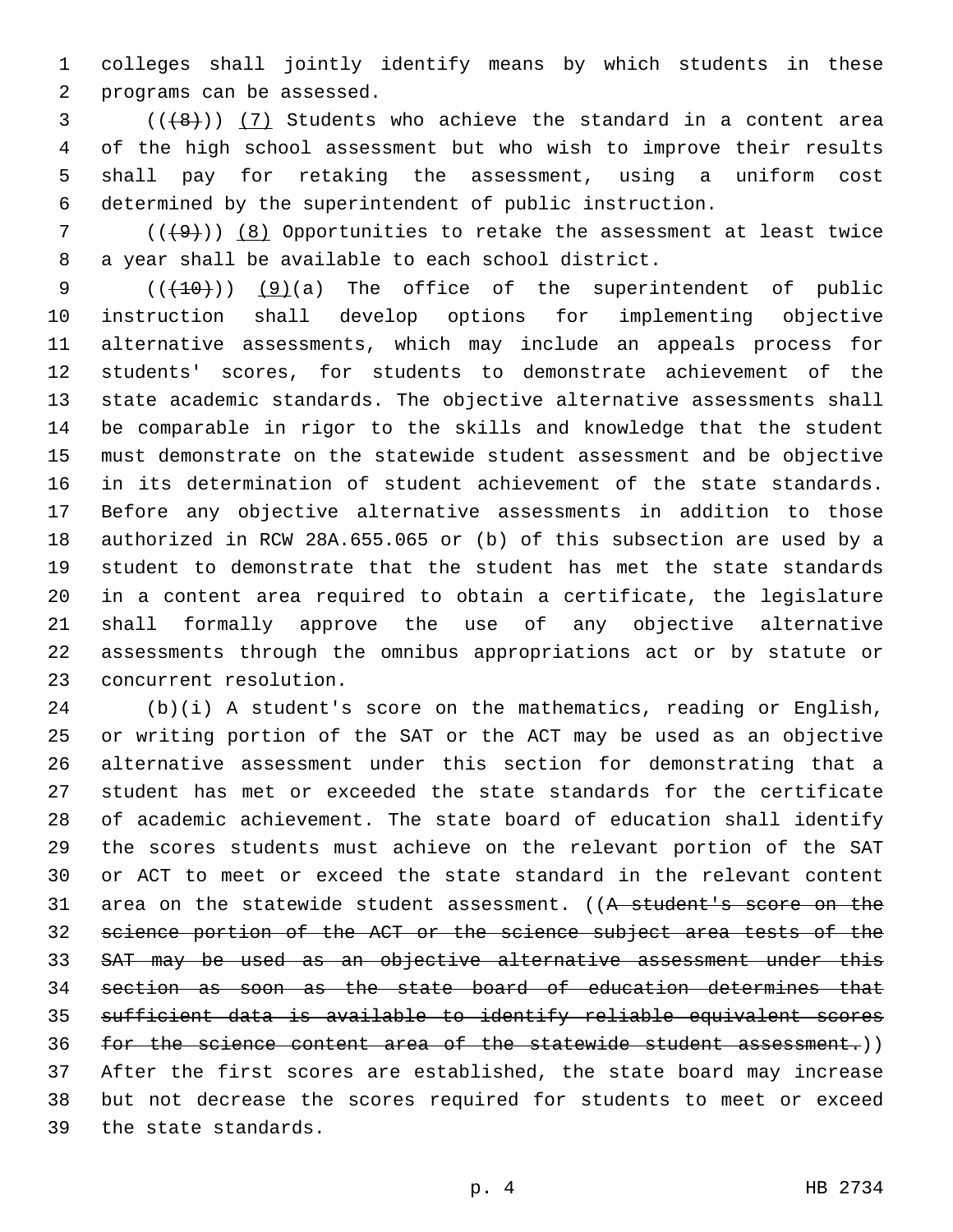colleges shall jointly identify means by which students in these programs can be assessed.

(((8))) (7) Students who achieve the standard in a content area of the high school assessment but who wish to improve their results shall pay for retaking the assessment, using a uniform cost determined by the superintendent of public instruction.

(((9))) (8) Opportunities to retake the assessment at least twice a year shall be available to each school district.

(((10))) (9)(a) The office of the superintendent of public instruction shall develop options for implementing objective alternative assessments, which may include an appeals process for students' scores, for students to demonstrate achievement of the state academic standards. The objective alternative assessments shall be comparable in rigor to the skills and knowledge that the student must demonstrate on the statewide student assessment and be objective in its determination of student achievement of the state standards. Before any objective alternative assessments in addition to those authorized in RCW 28A.655.065 or (b) of this subsection are used by a student to demonstrate that the student has met the state standards in a content area required to obtain a certificate, the legislature shall formally approve the use of any objective alternative assessments through the omnibus appropriations act or by statute or concurrent resolution.

(b)(i) A student's score on the mathematics, reading or English, or writing portion of the SAT or the ACT may be used as an objective alternative assessment under this section for demonstrating that a student has met or exceeded the state standards for the certificate of academic achievement. The state board of education shall identify the scores students must achieve on the relevant portion of the SAT or ACT to meet or exceed the state standard in the relevant content area on the statewide student assessment. ((~~A student's score on the science portion of the ACT or the science subject area tests of the SAT may be used as an objective alternative assessment under this section as soon as the state board of education determines that sufficient data is available to identify reliable equivalent scores for the science content area of the statewide student assessment.~~)) After the first scores are established, the state board may increase but not decrease the scores required for students to meet or exceed the state standards.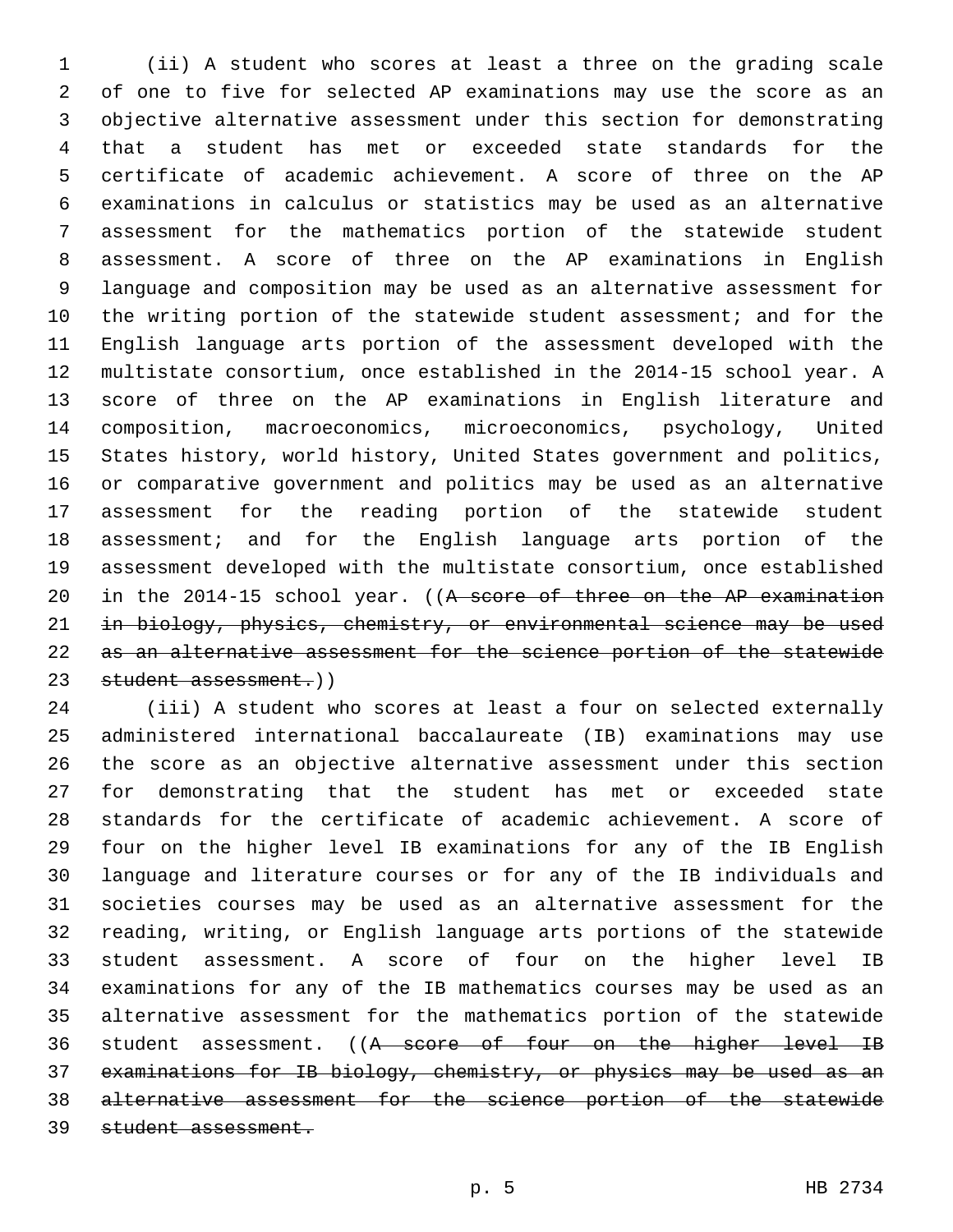(ii) A student who scores at least a three on the grading scale of one to five for selected AP examinations may use the score as an objective alternative assessment under this section for demonstrating that a student has met or exceeded state standards for the certificate of academic achievement. A score of three on the AP examinations in calculus or statistics may be used as an alternative assessment for the mathematics portion of the statewide student assessment. A score of three on the AP examinations in English language and composition may be used as an alternative assessment for the writing portion of the statewide student assessment; and for the English language arts portion of the assessment developed with the multistate consortium, once established in the 2014-15 school year. A score of three on the AP examinations in English literature and composition, macroeconomics, microeconomics, psychology, United States history, world history, United States government and politics, or comparative government and politics may be used as an alternative assessment for the reading portion of the statewide student assessment; and for the English language arts portion of the assessment developed with the multistate consortium, once established in the 2014-15 school year. ((~~A score of three on the AP examination in biology, physics, chemistry, or environmental science may be used as an alternative assessment for the science portion of the statewide student assessment.~~))

(iii) A student who scores at least a four on selected externally administered international baccalaureate (IB) examinations may use the score as an objective alternative assessment under this section for demonstrating that the student has met or exceeded state standards for the certificate of academic achievement. A score of four on the higher level IB examinations for any of the IB English language and literature courses or for any of the IB individuals and societies courses may be used as an alternative assessment for the reading, writing, or English language arts portions of the statewide student assessment. A score of four on the higher level IB examinations for any of the IB mathematics courses may be used as an alternative assessment for the mathematics portion of the statewide student assessment. ((~~A score of four on the higher level IB examinations for IB biology, chemistry, or physics may be used as an alternative assessment for the science portion of the statewide student assessment.~~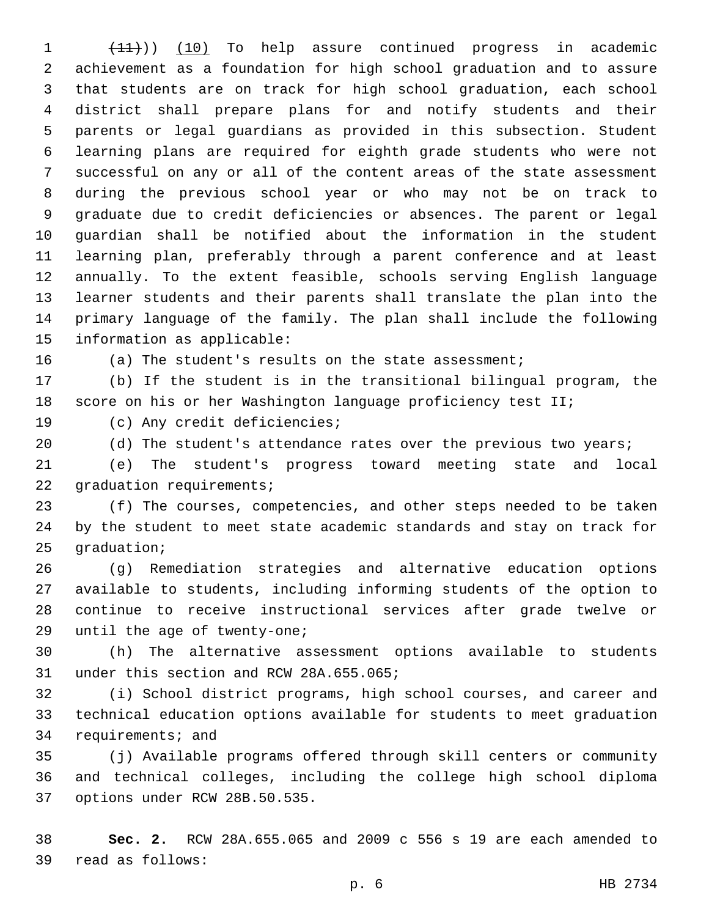((~~(11)~~)) <u>(10)</u> To help assure continued progress in academic achievement as a foundation for high school graduation and to assure that students are on track for high school graduation, each school district shall prepare plans for and notify students and their parents or legal guardians as provided in this subsection. Student learning plans are required for eighth grade students who were not successful on any or all of the content areas of the state assessment during the previous school year or who may not be on track to graduate due to credit deficiencies or absences. The parent or legal guardian shall be notified about the information in the student learning plan, preferably through a parent conference and at least annually. To the extent feasible, schools serving English language learner students and their parents shall translate the plan into the primary language of the family. The plan shall include the following information as applicable:

(a) The student's results on the state assessment;

(b) If the student is in the transitional bilingual program, the score on his or her Washington language proficiency test II;

(c) Any credit deficiencies;

(d) The student's attendance rates over the previous two years;

(e) The student's progress toward meeting state and local graduation requirements;

(f) The courses, competencies, and other steps needed to be taken by the student to meet state academic standards and stay on track for graduation;

(g) Remediation strategies and alternative education options available to students, including informing students of the option to continue to receive instructional services after grade twelve or until the age of twenty-one;

(h) The alternative assessment options available to students under this section and RCW 28A.655.065;

(i) School district programs, high school courses, and career and technical education options available for students to meet graduation requirements; and

(j) Available programs offered through skill centers or community and technical colleges, including the college high school diploma options under RCW 28B.50.535.

**Sec. 2.** RCW 28A.655.065 and 2009 c 556 s 19 are each amended to read as follows: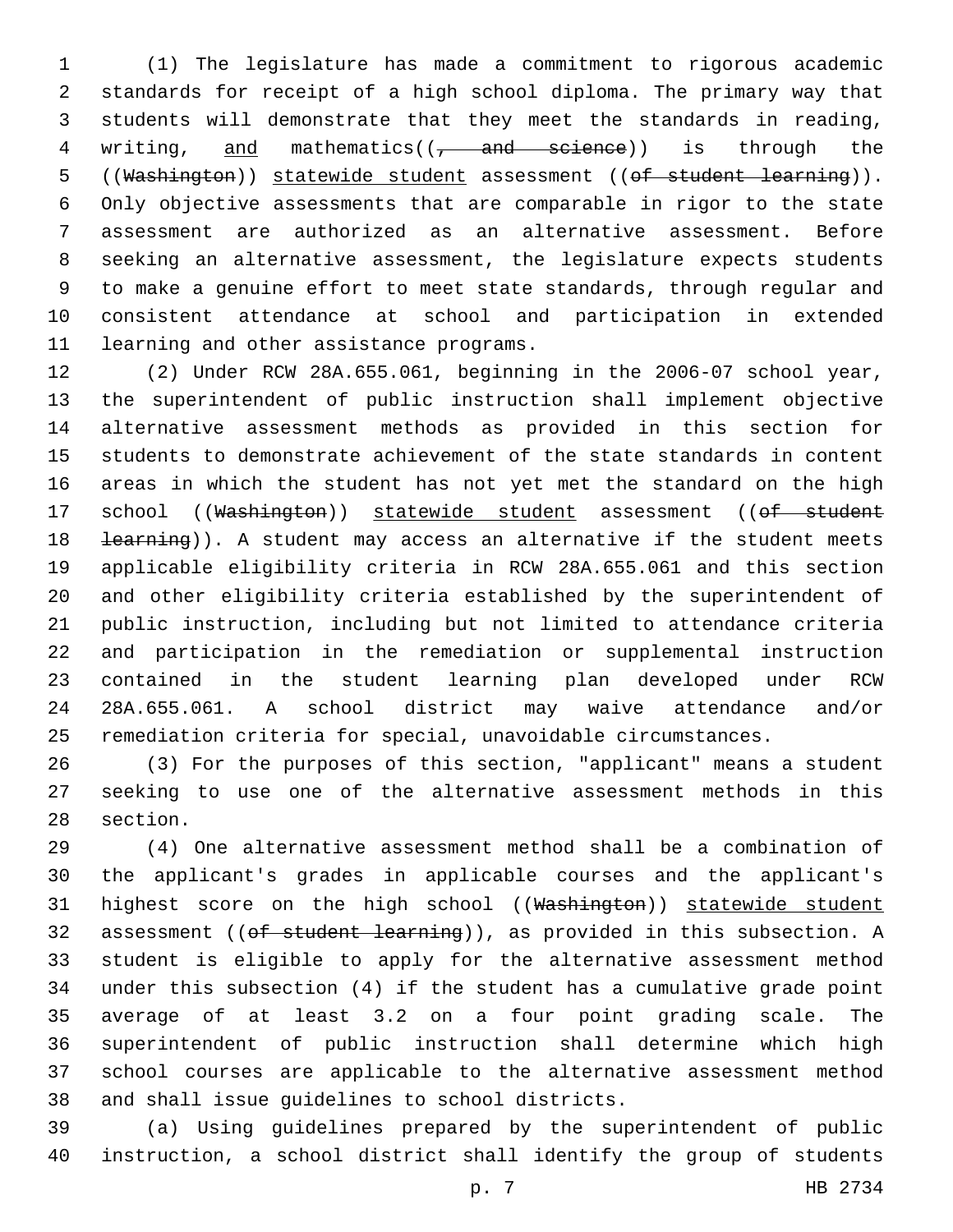(1) The legislature has made a commitment to rigorous academic standards for receipt of a high school diploma. The primary way that students will demonstrate that they meet the standards in reading, writing, and mathematics((, and science)) is through the ((Washington)) statewide student assessment ((of student learning)). Only objective assessments that are comparable in rigor to the state assessment are authorized as an alternative assessment. Before seeking an alternative assessment, the legislature expects students to make a genuine effort to meet state standards, through regular and consistent attendance at school and participation in extended learning and other assistance programs.

(2) Under RCW 28A.655.061, beginning in the 2006-07 school year, the superintendent of public instruction shall implement objective alternative assessment methods as provided in this section for students to demonstrate achievement of the state standards in content areas in which the student has not yet met the standard on the high school ((Washington)) statewide student assessment ((of student learning)). A student may access an alternative if the student meets applicable eligibility criteria in RCW 28A.655.061 and this section and other eligibility criteria established by the superintendent of public instruction, including but not limited to attendance criteria and participation in the remediation or supplemental instruction contained in the student learning plan developed under RCW 28A.655.061. A school district may waive attendance and/or remediation criteria for special, unavoidable circumstances.

(3) For the purposes of this section, "applicant" means a student seeking to use one of the alternative assessment methods in this section.

(4) One alternative assessment method shall be a combination of the applicant's grades in applicable courses and the applicant's highest score on the high school ((Washington)) statewide student assessment ((of student learning)), as provided in this subsection. A student is eligible to apply for the alternative assessment method under this subsection (4) if the student has a cumulative grade point average of at least 3.2 on a four point grading scale. The superintendent of public instruction shall determine which high school courses are applicable to the alternative assessment method and shall issue guidelines to school districts.

(a) Using guidelines prepared by the superintendent of public instruction, a school district shall identify the group of students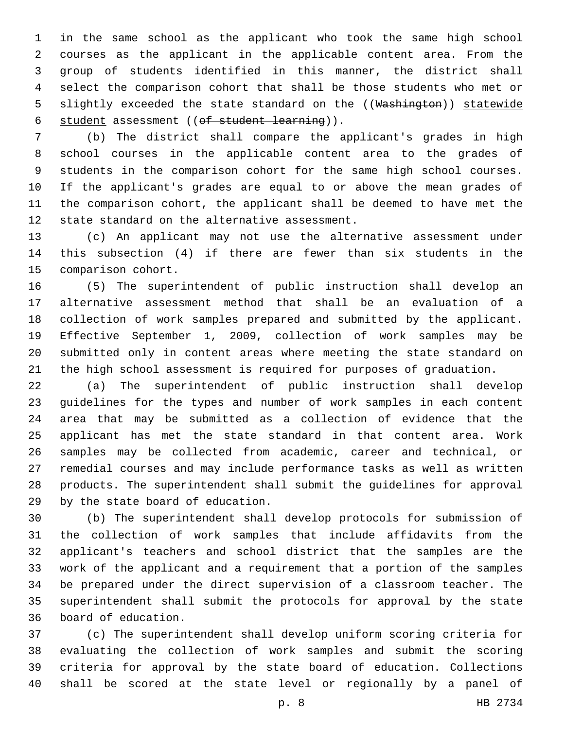in the same school as the applicant who took the same high school courses as the applicant in the applicable content area. From the group of students identified in this manner, the district shall select the comparison cohort that shall be those students who met or slightly exceeded the state standard on the ((~~Washington~~)) statewide student assessment ((~~of student learning~~)).

(b) The district shall compare the applicant's grades in high school courses in the applicable content area to the grades of students in the comparison cohort for the same high school courses. If the applicant's grades are equal to or above the mean grades of the comparison cohort, the applicant shall be deemed to have met the state standard on the alternative assessment.

(c) An applicant may not use the alternative assessment under this subsection (4) if there are fewer than six students in the comparison cohort.

(5) The superintendent of public instruction shall develop an alternative assessment method that shall be an evaluation of a collection of work samples prepared and submitted by the applicant. Effective September 1, 2009, collection of work samples may be submitted only in content areas where meeting the state standard on the high school assessment is required for purposes of graduation.

(a) The superintendent of public instruction shall develop guidelines for the types and number of work samples in each content area that may be submitted as a collection of evidence that the applicant has met the state standard in that content area. Work samples may be collected from academic, career and technical, or remedial courses and may include performance tasks as well as written products. The superintendent shall submit the guidelines for approval by the state board of education.

(b) The superintendent shall develop protocols for submission of the collection of work samples that include affidavits from the applicant's teachers and school district that the samples are the work of the applicant and a requirement that a portion of the samples be prepared under the direct supervision of a classroom teacher. The superintendent shall submit the protocols for approval by the state board of education.

(c) The superintendent shall develop uniform scoring criteria for evaluating the collection of work samples and submit the scoring criteria for approval by the state board of education. Collections shall be scored at the state level or regionally by a panel of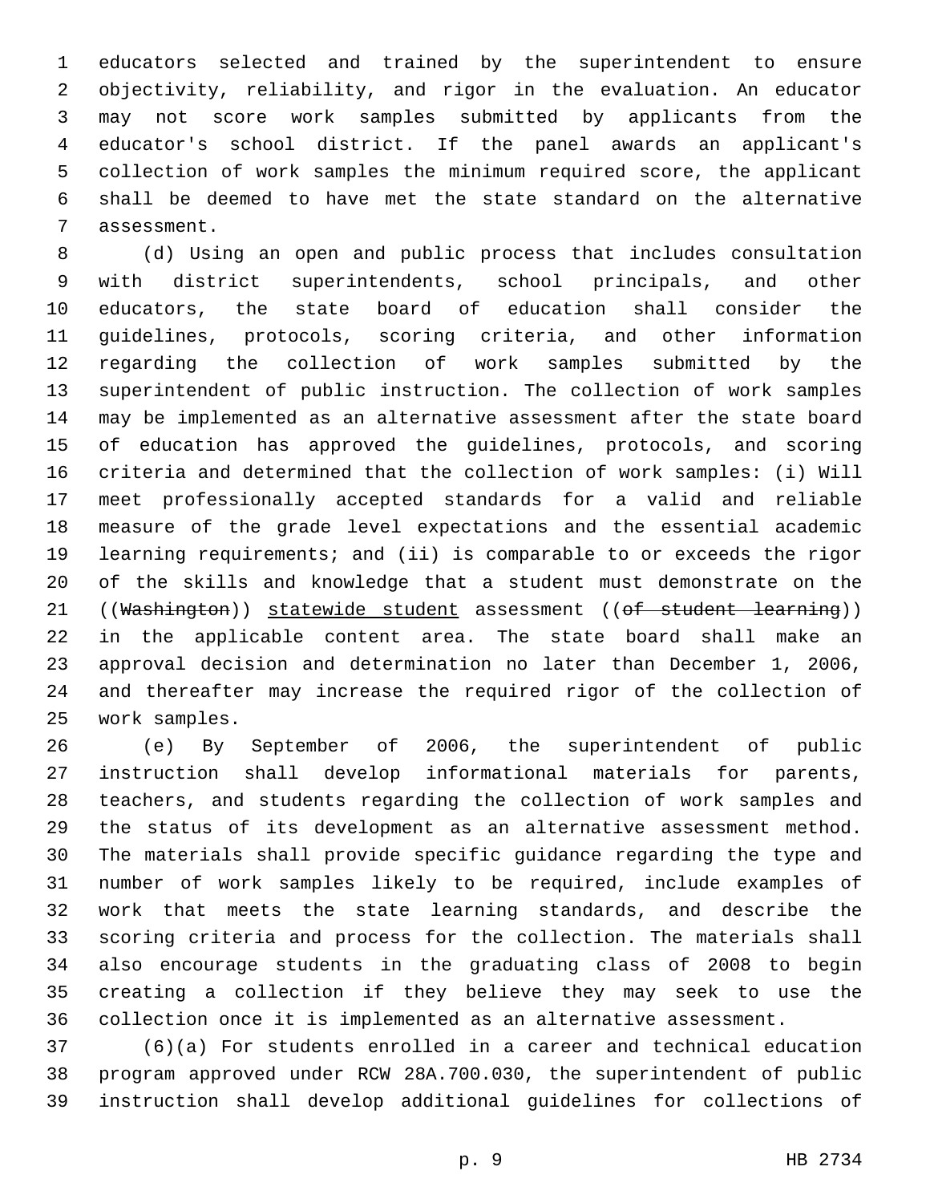educators selected and trained by the superintendent to ensure objectivity, reliability, and rigor in the evaluation. An educator may not score work samples submitted by applicants from the educator's school district. If the panel awards an applicant's collection of work samples the minimum required score, the applicant shall be deemed to have met the state standard on the alternative assessment.

(d) Using an open and public process that includes consultation with district superintendents, school principals, and other educators, the state board of education shall consider the guidelines, protocols, scoring criteria, and other information regarding the collection of work samples submitted by the superintendent of public instruction. The collection of work samples may be implemented as an alternative assessment after the state board of education has approved the guidelines, protocols, and scoring criteria and determined that the collection of work samples: (i) Will meet professionally accepted standards for a valid and reliable measure of the grade level expectations and the essential academic learning requirements; and (ii) is comparable to or exceeds the rigor of the skills and knowledge that a student must demonstrate on the ((~~Washington~~)) <u>statewide student</u> assessment ((~~of student learning~~)) in the applicable content area. The state board shall make an approval decision and determination no later than December 1, 2006, and thereafter may increase the required rigor of the collection of work samples.

(e) By September of 2006, the superintendent of public instruction shall develop informational materials for parents, teachers, and students regarding the collection of work samples and the status of its development as an alternative assessment method. The materials shall provide specific guidance regarding the type and number of work samples likely to be required, include examples of work that meets the state learning standards, and describe the scoring criteria and process for the collection. The materials shall also encourage students in the graduating class of 2008 to begin creating a collection if they believe they may seek to use the collection once it is implemented as an alternative assessment.

(6)(a) For students enrolled in a career and technical education program approved under RCW 28A.700.030, the superintendent of public instruction shall develop additional guidelines for collections of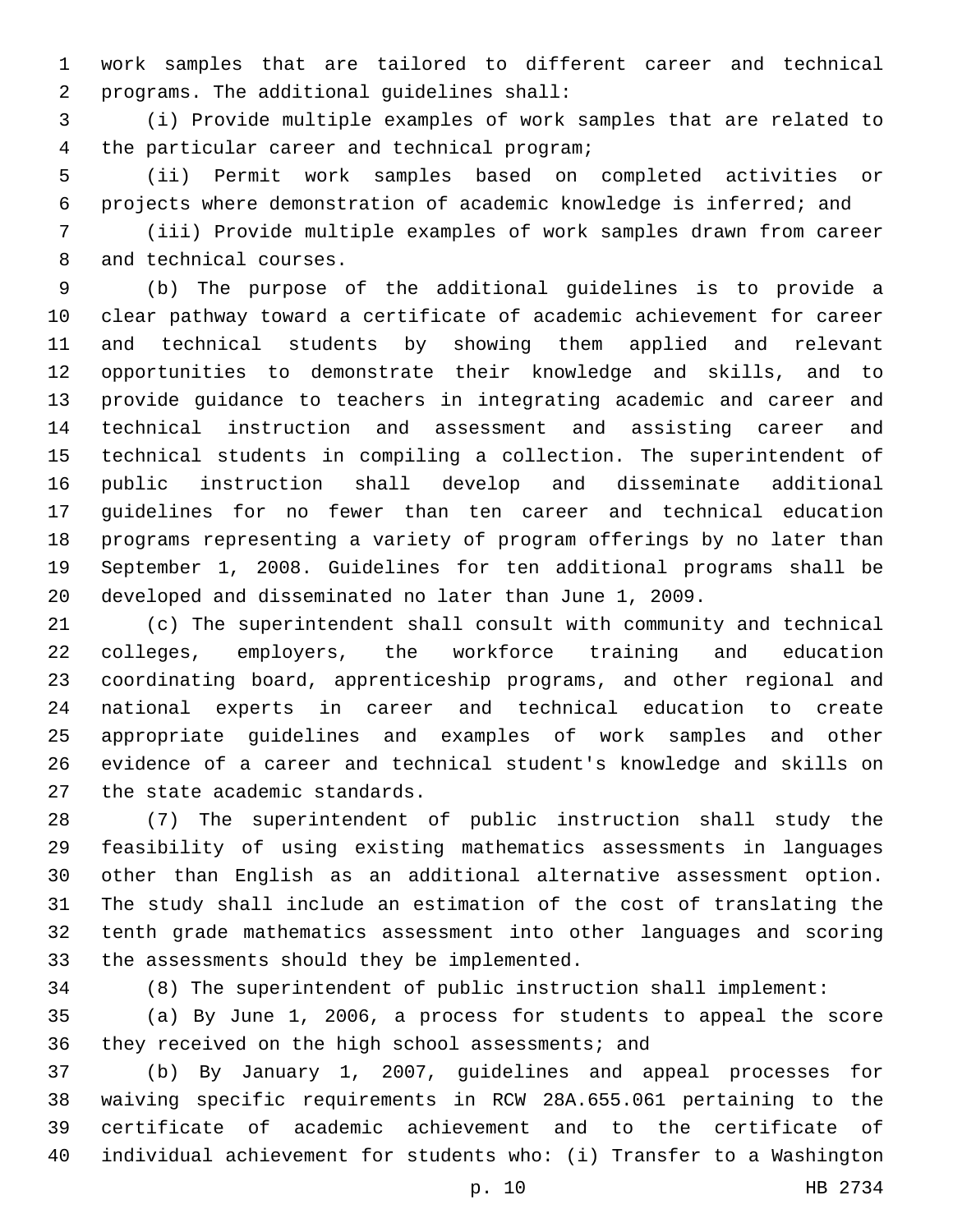work samples that are tailored to different career and technical programs. The additional guidelines shall:

(i) Provide multiple examples of work samples that are related to the particular career and technical program;

(ii) Permit work samples based on completed activities or projects where demonstration of academic knowledge is inferred; and

(iii) Provide multiple examples of work samples drawn from career and technical courses.

(b) The purpose of the additional guidelines is to provide a clear pathway toward a certificate of academic achievement for career and technical students by showing them applied and relevant opportunities to demonstrate their knowledge and skills, and to provide guidance to teachers in integrating academic and career and technical instruction and assessment and assisting career and technical students in compiling a collection. The superintendent of public instruction shall develop and disseminate additional guidelines for no fewer than ten career and technical education programs representing a variety of program offerings by no later than September 1, 2008. Guidelines for ten additional programs shall be developed and disseminated no later than June 1, 2009.

(c) The superintendent shall consult with community and technical colleges, employers, the workforce training and education coordinating board, apprenticeship programs, and other regional and national experts in career and technical education to create appropriate guidelines and examples of work samples and other evidence of a career and technical student's knowledge and skills on the state academic standards.

(7) The superintendent of public instruction shall study the feasibility of using existing mathematics assessments in languages other than English as an additional alternative assessment option. The study shall include an estimation of the cost of translating the tenth grade mathematics assessment into other languages and scoring the assessments should they be implemented.

(8) The superintendent of public instruction shall implement:

(a) By June 1, 2006, a process for students to appeal the score they received on the high school assessments; and

(b) By January 1, 2007, guidelines and appeal processes for waiving specific requirements in RCW 28A.655.061 pertaining to the certificate of academic achievement and to the certificate of individual achievement for students who: (i) Transfer to a Washington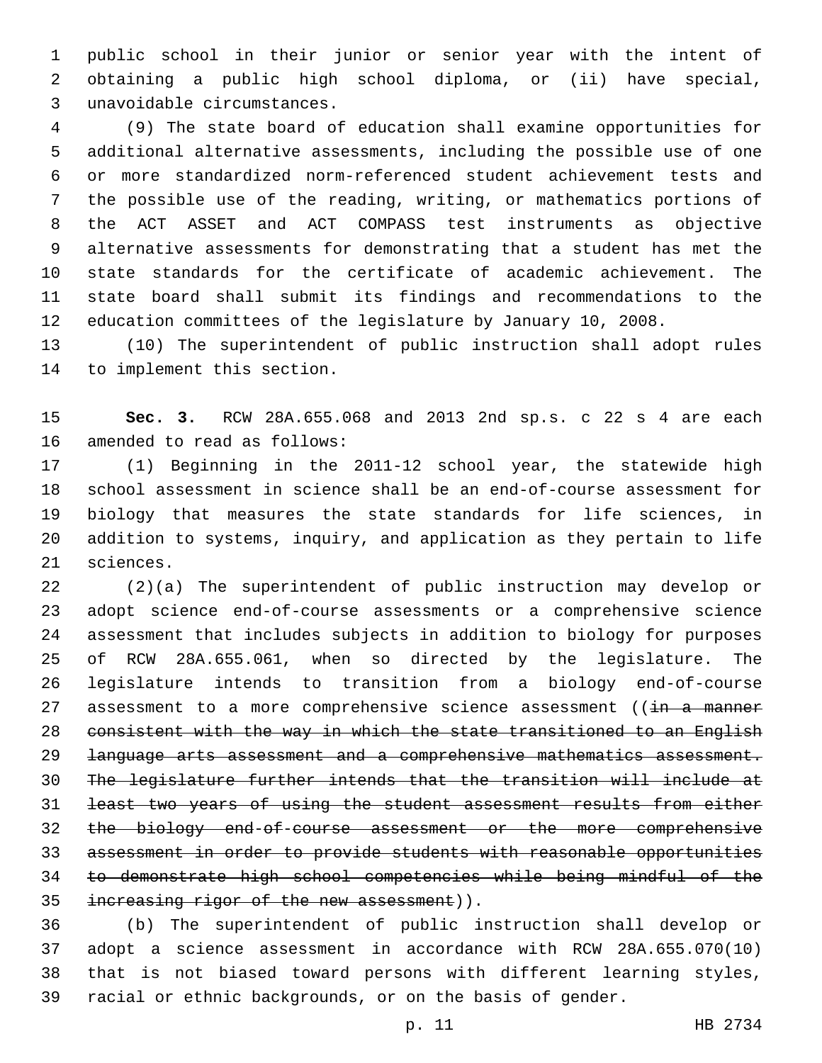public school in their junior or senior year with the intent of obtaining a public high school diploma, or (ii) have special, unavoidable circumstances.

(9) The state board of education shall examine opportunities for additional alternative assessments, including the possible use of one or more standardized norm-referenced student achievement tests and the possible use of the reading, writing, or mathematics portions of the ACT ASSET and ACT COMPASS test instruments as objective alternative assessments for demonstrating that a student has met the state standards for the certificate of academic achievement. The state board shall submit its findings and recommendations to the education committees of the legislature by January 10, 2008.

(10) The superintendent of public instruction shall adopt rules to implement this section.

**Sec. 3.** RCW 28A.655.068 and 2013 2nd sp.s. c 22 s 4 are each amended to read as follows:

(1) Beginning in the 2011-12 school year, the statewide high school assessment in science shall be an end-of-course assessment for biology that measures the state standards for life sciences, in addition to systems, inquiry, and application as they pertain to life sciences.

(2)(a) The superintendent of public instruction may develop or adopt science end-of-course assessments or a comprehensive science assessment that includes subjects in addition to biology for purposes of RCW 28A.655.061, when so directed by the legislature. The legislature intends to transition from a biology end-of-course assessment to a more comprehensive science assessment ((~~in a manner consistent with the way in which the state transitioned to an English language arts assessment and a comprehensive mathematics assessment. The legislature further intends that the transition will include at least two years of using the student assessment results from either the biology end-of-course assessment or the more comprehensive assessment in order to provide students with reasonable opportunities to demonstrate high school competencies while being mindful of the increasing rigor of the new assessment~~)).

(b) The superintendent of public instruction shall develop or adopt a science assessment in accordance with RCW 28A.655.070(10) that is not biased toward persons with different learning styles, racial or ethnic backgrounds, or on the basis of gender.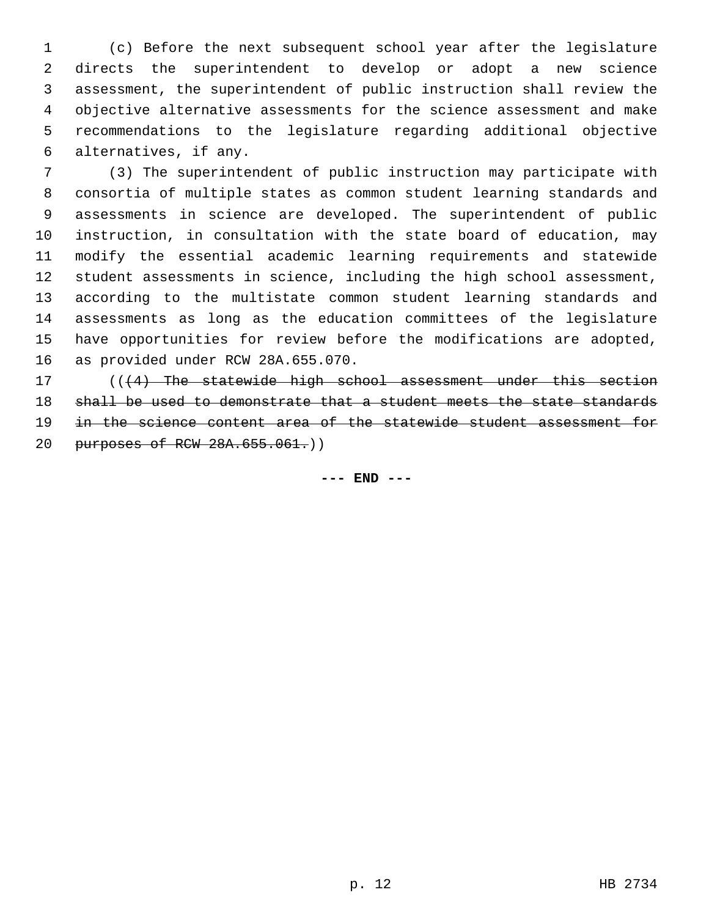(c) Before the next subsequent school year after the legislature directs the superintendent to develop or adopt a new science assessment, the superintendent of public instruction shall review the objective alternative assessments for the science assessment and make recommendations to the legislature regarding additional objective alternatives, if any.

(3) The superintendent of public instruction may participate with consortia of multiple states as common student learning standards and assessments in science are developed. The superintendent of public instruction, in consultation with the state board of education, may modify the essential academic learning requirements and statewide student assessments in science, including the high school assessment, according to the multistate common student learning standards and assessments as long as the education committees of the legislature have opportunities for review before the modifications are adopted, as provided under RCW 28A.655.070.

((~~(4) The statewide high school assessment under this section shall be used to demonstrate that a student meets the state standards in the science content area of the statewide student assessment for purposes of RCW 28A.655.061.~~))

**--- END ---**